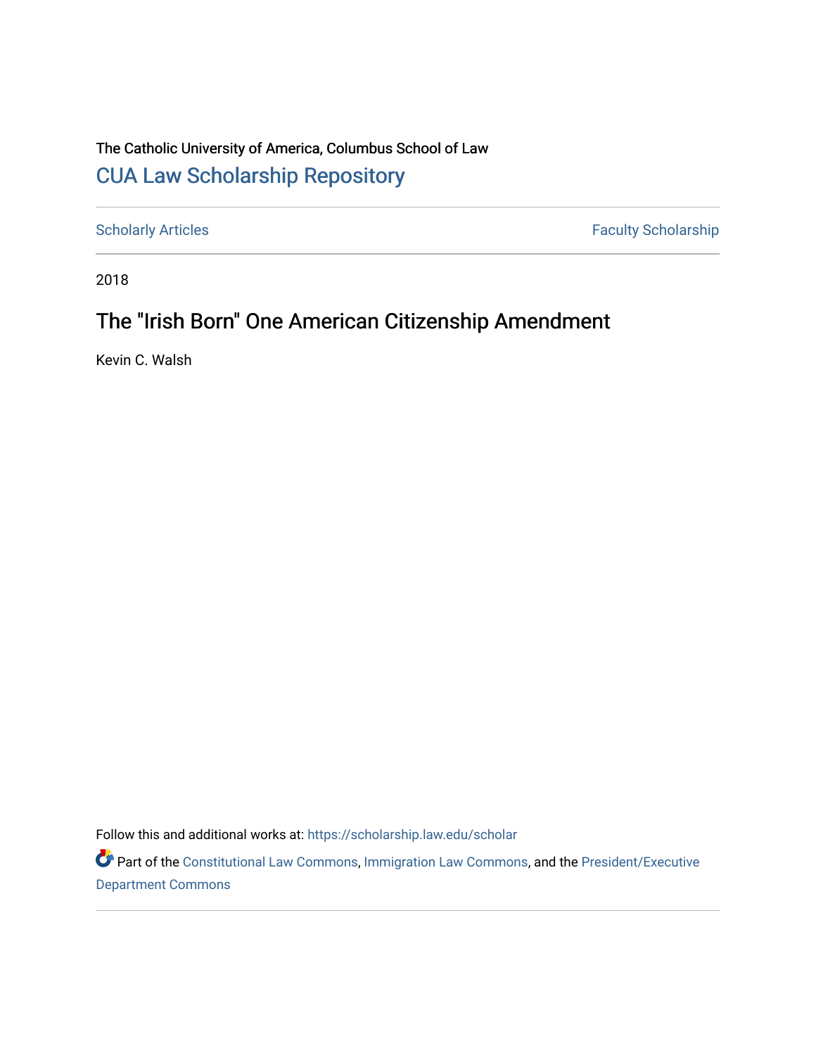The Catholic University of America, Columbus School of Law

# CUA Law Scholarship Repository

Scholarly Articles | Faculty Scholarship

2018

## The "Irish Born" One American Citizenship Amendment

Kevin C. Walsh

Follow this and additional works at: https://scholarship.law.edu/scholar

Part of the Constitutional Law Commons, Immigration Law Commons, and the President/Executive Department Commons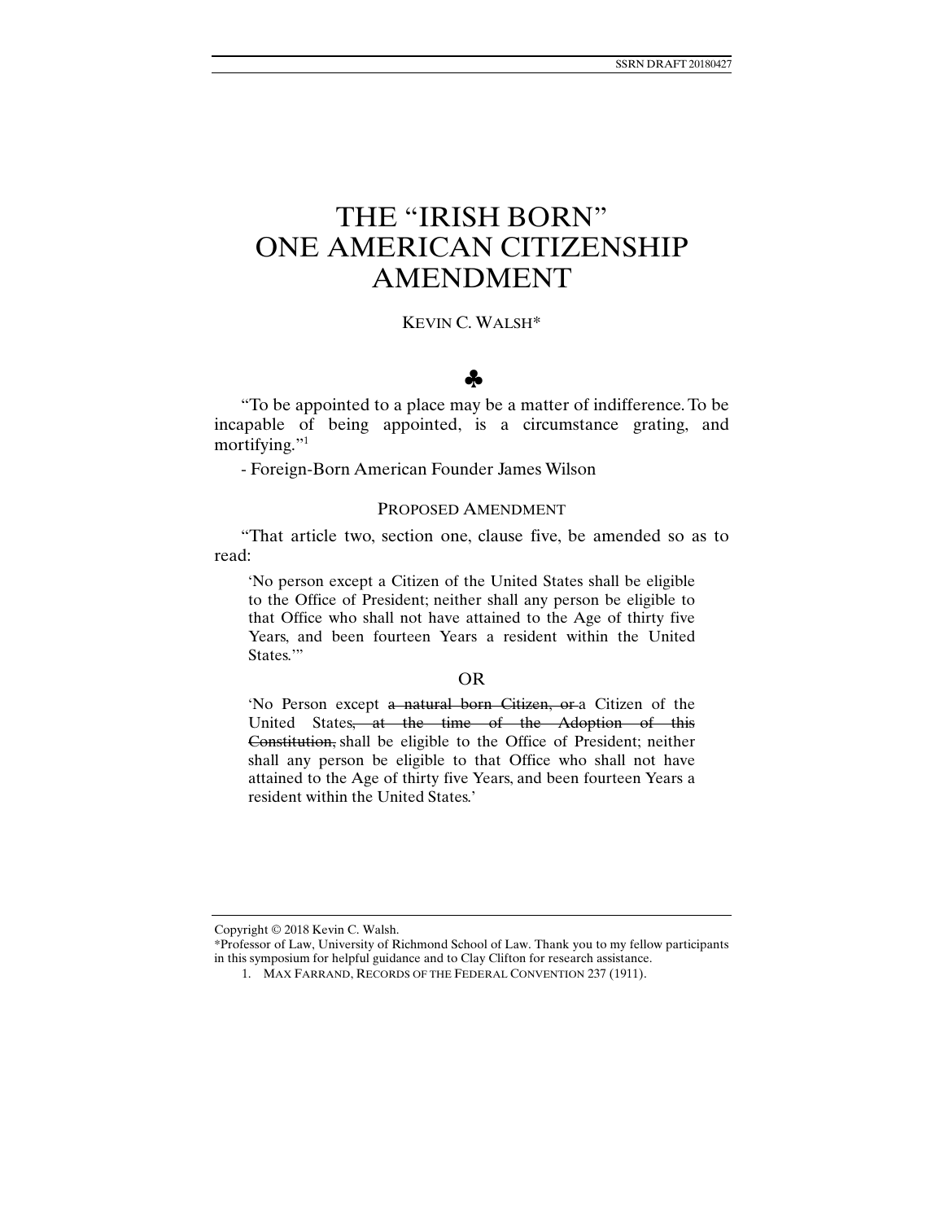# THE "IRISH BORN" ONE AMERICAN CITIZENSHIP AMENDMENT

KEVIN C. WALSH*

♣

"To be appointed to a place may be a matter of indifference. To be incapable of being appointed, is a circumstance grating, and mortifying."[1]

- Foreign-Born American Founder James Wilson

## PROPOSED AMENDMENT

"That article two, section one, clause five, be amended so as to read:

> 'No person except a Citizen of the United States shall be eligible to the Office of President; neither shall any person be eligible to that Office who shall not have attained to the Age of thirty five Years, and been fourteen Years a resident within the United States.'"

OR

> 'No Person except ~~a natural born Citizen, or~~ a Citizen of the United States~~, at the time of the Adoption of this Constitution,~~ shall be eligible to the Office of President; neither shall any person be eligible to that Office who shall not have attained to the Age of thirty five Years, and been fourteen Years a resident within the United States.'

---

Copyright © 2018 Kevin C. Walsh.

*Professor of Law, University of Richmond School of Law. Thank you to my fellow participants in this symposium for helpful guidance and to Clay Clifton for research assistance.

1. MAX FARRAND, RECORDS OF THE FEDERAL CONVENTION 237 (1911).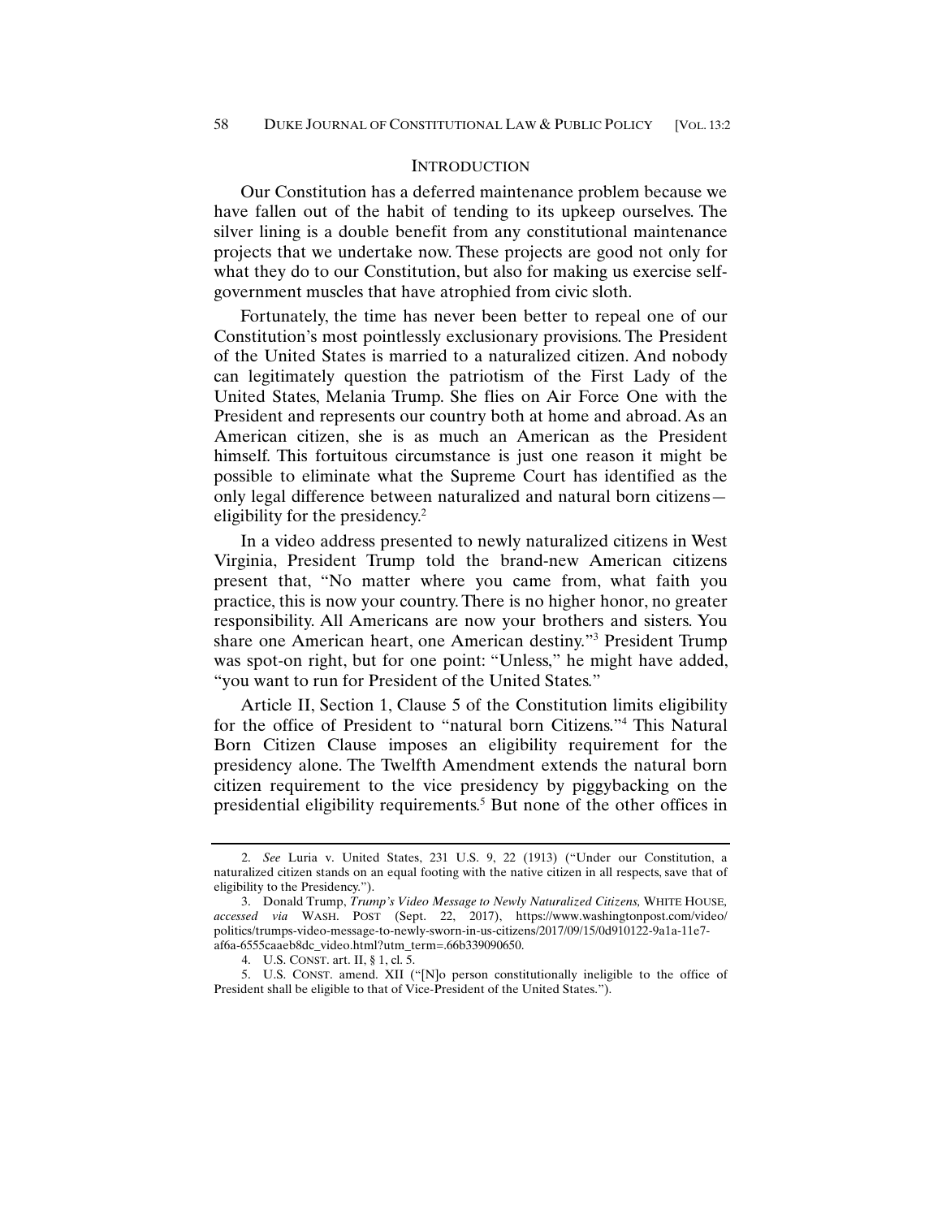## INTRODUCTION

Our Constitution has a deferred maintenance problem because we have fallen out of the habit of tending to its upkeep ourselves. The silver lining is a double benefit from any constitutional maintenance projects that we undertake now. These projects are good not only for what they do to our Constitution, but also for making us exercise self-government muscles that have atrophied from civic sloth.

Fortunately, the time has never been better to repeal one of our Constitution's most pointlessly exclusionary provisions. The President of the United States is married to a naturalized citizen. And nobody can legitimately question the patriotism of the First Lady of the United States, Melania Trump. She flies on Air Force One with the President and represents our country both at home and abroad. As an American citizen, she is as much an American as the President himself. This fortuitous circumstance is just one reason it might be possible to eliminate what the Supreme Court has identified as the only legal difference between naturalized and natural born citizens—eligibility for the presidency.[2]

In a video address presented to newly naturalized citizens in West Virginia, President Trump told the brand-new American citizens present that, "No matter where you came from, what faith you practice, this is now your country. There is no higher honor, no greater responsibility. All Americans are now your brothers and sisters. You share one American heart, one American destiny."[3] President Trump was spot-on right, but for one point: "Unless," he might have added, "you want to run for President of the United States."

Article II, Section 1, Clause 5 of the Constitution limits eligibility for the office of President to "natural born Citizens."[4] This Natural Born Citizen Clause imposes an eligibility requirement for the presidency alone. The Twelfth Amendment extends the natural born citizen requirement to the vice presidency by piggybacking on the presidential eligibility requirements.[5] But none of the other offices in

---

2. *See* Luria v. United States, 231 U.S. 9, 22 (1913) ("Under our Constitution, a naturalized citizen stands on an equal footing with the native citizen in all respects, save that of eligibility to the Presidency.").

3. Donald Trump, *Trump's Video Message to Newly Naturalized Citizens,* WHITE HOUSE, *accessed via* WASH. POST (Sept. 22, 2017), https://www.washingtonpost.com/video/politics/trumps-video-message-to-newly-sworn-in-us-citizens/2017/09/15/0d910122-9a1a-11e7-af6a-6555caaeb8dc_video.html?utm_term=.66b339090650.

4. U.S. CONST. art. II, § 1, cl. 5.

5. U.S. CONST. amend. XII ("[N]o person constitutionally ineligible to the office of President shall be eligible to that of Vice-President of the United States.").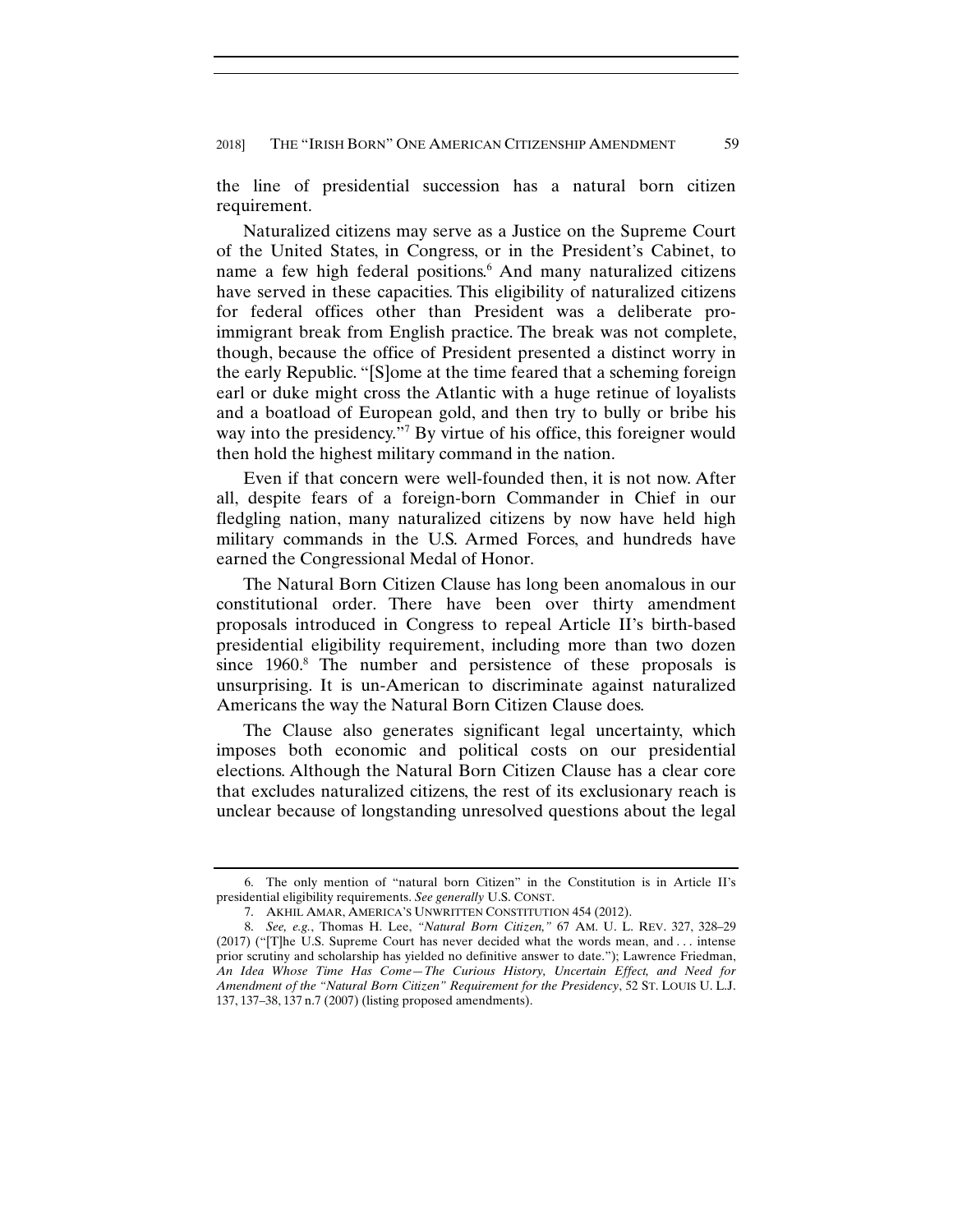the line of presidential succession has a natural born citizen requirement.

Naturalized citizens may serve as a Justice on the Supreme Court of the United States, in Congress, or in the President's Cabinet, to name a few high federal positions.[6] And many naturalized citizens have served in these capacities. This eligibility of naturalized citizens for federal offices other than President was a deliberate pro-immigrant break from English practice. The break was not complete, though, because the office of President presented a distinct worry in the early Republic. "[S]ome at the time feared that a scheming foreign earl or duke might cross the Atlantic with a huge retinue of loyalists and a boatload of European gold, and then try to bully or bribe his way into the presidency."[7] By virtue of his office, this foreigner would then hold the highest military command in the nation.

Even if that concern were well-founded then, it is not now. After all, despite fears of a foreign-born Commander in Chief in our fledgling nation, many naturalized citizens by now have held high military commands in the U.S. Armed Forces, and hundreds have earned the Congressional Medal of Honor.

The Natural Born Citizen Clause has long been anomalous in our constitutional order. There have been over thirty amendment proposals introduced in Congress to repeal Article II's birth-based presidential eligibility requirement, including more than two dozen since 1960.[8] The number and persistence of these proposals is unsurprising. It is un-American to discriminate against naturalized Americans the way the Natural Born Citizen Clause does.

The Clause also generates significant legal uncertainty, which imposes both economic and political costs on our presidential elections. Although the Natural Born Citizen Clause has a clear core that excludes naturalized citizens, the rest of its exclusionary reach is unclear because of longstanding unresolved questions about the legal

---

6. The only mention of "natural born Citizen" in the Constitution is in Article II's presidential eligibility requirements. *See generally* U.S. CONST.

7. AKHIL AMAR, AMERICA'S UNWRITTEN CONSTITUTION 454 (2012).

8. *See, e.g.*, Thomas H. Lee, *"Natural Born Citizen,"* 67 AM. U. L. REV. 327, 328–29 (2017) ("[T]he U.S. Supreme Court has never decided what the words mean, and . . . intense prior scrutiny and scholarship has yielded no definitive answer to date."); Lawrence Friedman, *An Idea Whose Time Has Come—The Curious History, Uncertain Effect, and Need for Amendment of the "Natural Born Citizen" Requirement for the Presidency*, 52 ST. LOUIS U. L.J. 137, 137–38, 137 n.7 (2007) (listing proposed amendments).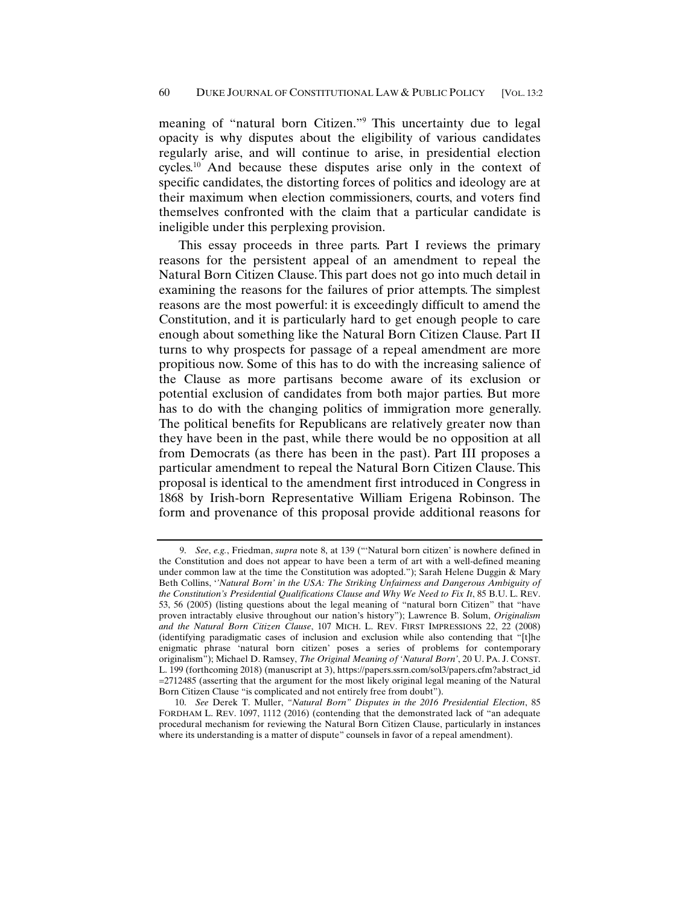meaning of "natural born Citizen."[9] This uncertainty due to legal opacity is why disputes about the eligibility of various candidates regularly arise, and will continue to arise, in presidential election cycles.[10] And because these disputes arise only in the context of specific candidates, the distorting forces of politics and ideology are at their maximum when election commissioners, courts, and voters find themselves confronted with the claim that a particular candidate is ineligible under this perplexing provision.

This essay proceeds in three parts. Part I reviews the primary reasons for the persistent appeal of an amendment to repeal the Natural Born Citizen Clause. This part does not go into much detail in examining the reasons for the failures of prior attempts. The simplest reasons are the most powerful: it is exceedingly difficult to amend the Constitution, and it is particularly hard to get enough people to care enough about something like the Natural Born Citizen Clause. Part II turns to why prospects for passage of a repeal amendment are more propitious now. Some of this has to do with the increasing salience of the Clause as more partisans become aware of its exclusion or potential exclusion of candidates from both major parties. But more has to do with the changing politics of immigration more generally. The political benefits for Republicans are relatively greater now than they have been in the past, while there would be no opposition at all from Democrats (as there has been in the past). Part III proposes a particular amendment to repeal the Natural Born Citizen Clause. This proposal is identical to the amendment first introduced in Congress in 1868 by Irish-born Representative William Erigena Robinson. The form and provenance of this proposal provide additional reasons for

---

9. *See*, *e.g.*, Friedman, *supra* note 8, at 139 ("'Natural born citizen' is nowhere defined in the Constitution and does not appear to have been a term of art with a well-defined meaning under common law at the time the Constitution was adopted."); Sarah Helene Duggin & Mary Beth Collins, *'Natural Born' in the USA: The Striking Unfairness and Dangerous Ambiguity of the Constitution's Presidential Qualifications Clause and Why We Need to Fix It*, 85 B.U. L. REV. 53, 56 (2005) (listing questions about the legal meaning of "natural born Citizen" that "have proven intractably elusive throughout our nation's history"); Lawrence B. Solum, *Originalism and the Natural Born Citizen Clause*, 107 MICH. L. REV. FIRST IMPRESSIONS 22, 22 (2008) (identifying paradigmatic cases of inclusion and exclusion while also contending that "[t]he enigmatic phrase 'natural born citizen' poses a series of problems for contemporary originalism"); Michael D. Ramsey, *The Original Meaning of 'Natural Born'*, 20 U. PA. J. CONST. L. 199 (forthcoming 2018) (manuscript at 3), https://papers.ssrn.com/sol3/papers.cfm?abstract_id=2712485 (asserting that the argument for the most likely original legal meaning of the Natural Born Citizen Clause "is complicated and not entirely free from doubt").

10. *See* Derek T. Muller, *"Natural Born" Disputes in the 2016 Presidential Election*, 85 FORDHAM L. REV. 1097, 1112 (2016) (contending that the demonstrated lack of "an adequate procedural mechanism for reviewing the Natural Born Citizen Clause, particularly in instances where its understanding is a matter of dispute" counsels in favor of a repeal amendment).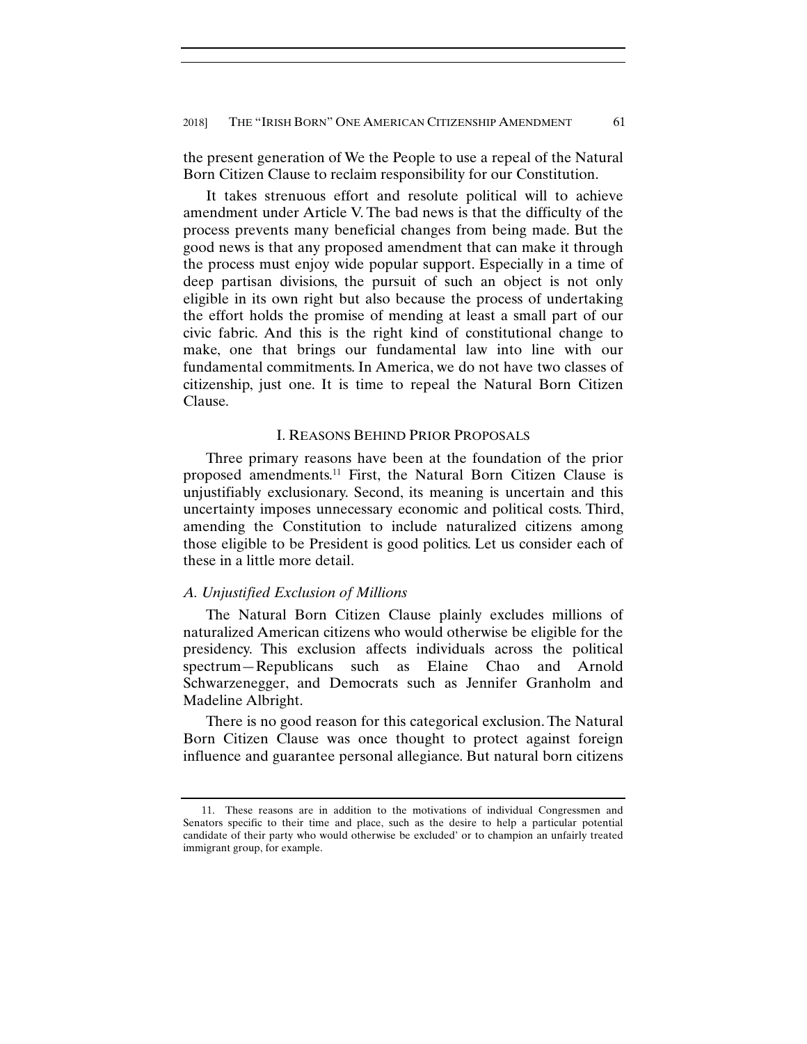the present generation of We the People to use a repeal of the Natural Born Citizen Clause to reclaim responsibility for our Constitution.

It takes strenuous effort and resolute political will to achieve amendment under Article V. The bad news is that the difficulty of the process prevents many beneficial changes from being made. But the good news is that any proposed amendment that can make it through the process must enjoy wide popular support. Especially in a time of deep partisan divisions, the pursuit of such an object is not only eligible in its own right but also because the process of undertaking the effort holds the promise of mending at least a small part of our civic fabric. And this is the right kind of constitutional change to make, one that brings our fundamental law into line with our fundamental commitments. In America, we do not have two classes of citizenship, just one. It is time to repeal the Natural Born Citizen Clause.

## I. Reasons Behind Prior Proposals

Three primary reasons have been at the foundation of the prior proposed amendments.[11] First, the Natural Born Citizen Clause is unjustifiably exclusionary. Second, its meaning is uncertain and this uncertainty imposes unnecessary economic and political costs. Third, amending the Constitution to include naturalized citizens among those eligible to be President is good politics. Let us consider each of these in a little more detail.

### *A. Unjustified Exclusion of Millions*

The Natural Born Citizen Clause plainly excludes millions of naturalized American citizens who would otherwise be eligible for the presidency. This exclusion affects individuals across the political spectrum—Republicans such as Elaine Chao and Arnold Schwarzenegger, and Democrats such as Jennifer Granholm and Madeline Albright.

There is no good reason for this categorical exclusion. The Natural Born Citizen Clause was once thought to protect against foreign influence and guarantee personal allegiance. But natural born citizens

---

11. These reasons are in addition to the motivations of individual Congressmen and Senators specific to their time and place, such as the desire to help a particular potential candidate of their party who would otherwise be excluded' or to champion an unfairly treated immigrant group, for example.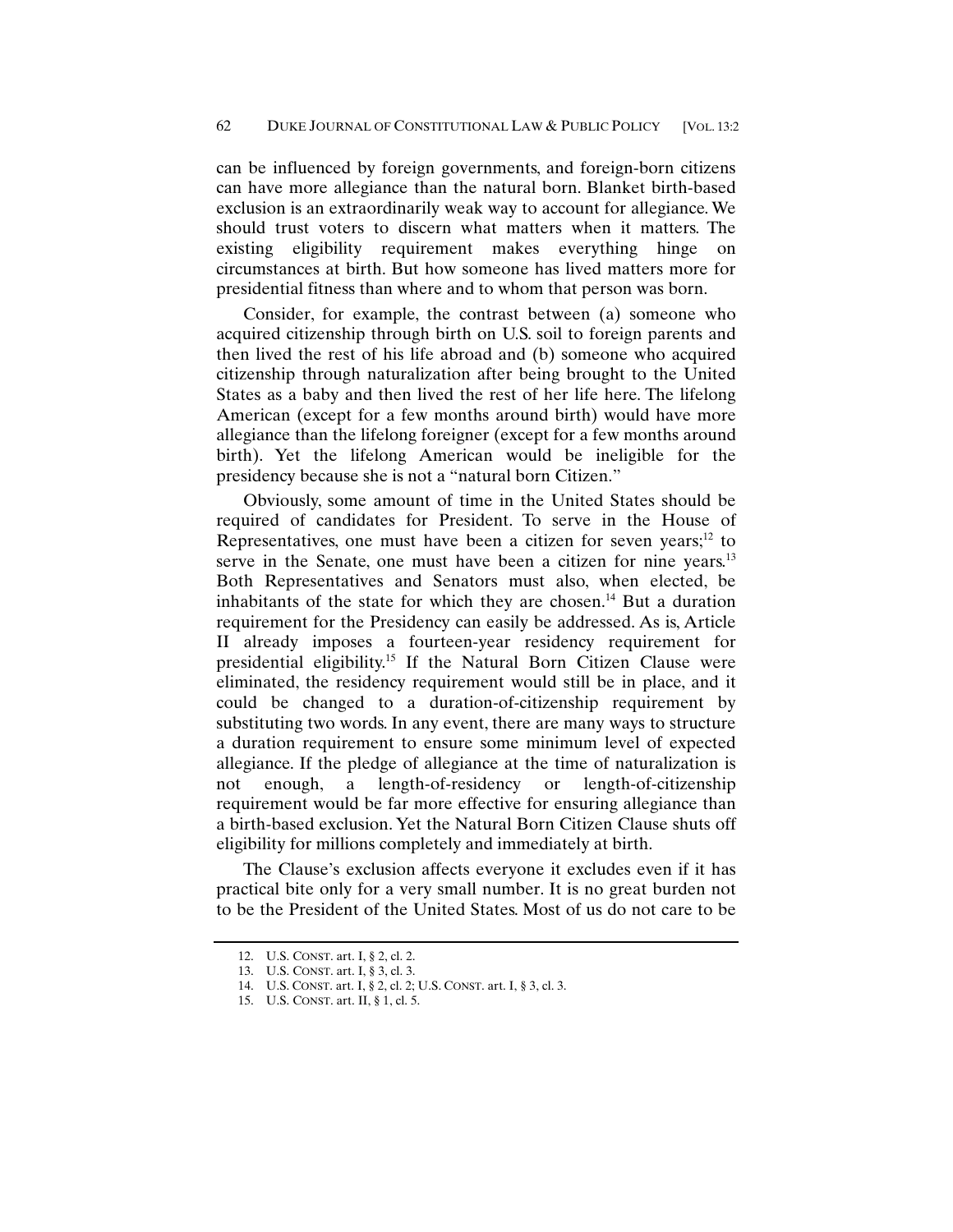can be influenced by foreign governments, and foreign-born citizens can have more allegiance than the natural born. Blanket birth-based exclusion is an extraordinarily weak way to account for allegiance. We should trust voters to discern what matters when it matters. The existing eligibility requirement makes everything hinge on circumstances at birth. But how someone has lived matters more for presidential fitness than where and to whom that person was born.

Consider, for example, the contrast between (a) someone who acquired citizenship through birth on U.S. soil to foreign parents and then lived the rest of his life abroad and (b) someone who acquired citizenship through naturalization after being brought to the United States as a baby and then lived the rest of her life here. The lifelong American (except for a few months around birth) would have more allegiance than the lifelong foreigner (except for a few months around birth). Yet the lifelong American would be ineligible for the presidency because she is not a "natural born Citizen."

Obviously, some amount of time in the United States should be required of candidates for President. To serve in the House of Representatives, one must have been a citizen for seven years;[12] to serve in the Senate, one must have been a citizen for nine years.[13] Both Representatives and Senators must also, when elected, be inhabitants of the state for which they are chosen.[14] But a duration requirement for the Presidency can easily be addressed. As is, Article II already imposes a fourteen-year residency requirement for presidential eligibility.[15] If the Natural Born Citizen Clause were eliminated, the residency requirement would still be in place, and it could be changed to a duration-of-citizenship requirement by substituting two words. In any event, there are many ways to structure a duration requirement to ensure some minimum level of expected allegiance. If the pledge of allegiance at the time of naturalization is not enough, a length-of-residency or length-of-citizenship requirement would be far more effective for ensuring allegiance than a birth-based exclusion. Yet the Natural Born Citizen Clause shuts off eligibility for millions completely and immediately at birth.

The Clause's exclusion affects everyone it excludes even if it has practical bite only for a very small number. It is no great burden not to be the President of the United States. Most of us do not care to be

---

12. U.S. CONST. art. I, § 2, cl. 2.
13. U.S. CONST. art. I, § 3, cl. 3.
14. U.S. CONST. art. I, § 2, cl. 2; U.S. CONST. art. I, § 3, cl. 3.
15. U.S. CONST. art. II, § 1, cl. 5.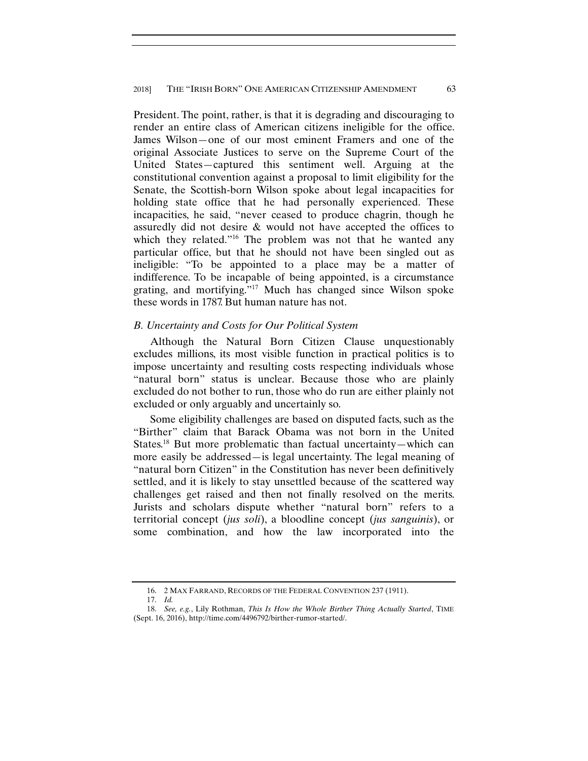President. The point, rather, is that it is degrading and discouraging to render an entire class of American citizens ineligible for the office. James Wilson—one of our most eminent Framers and one of the original Associate Justices to serve on the Supreme Court of the United States—captured this sentiment well. Arguing at the constitutional convention against a proposal to limit eligibility for the Senate, the Scottish-born Wilson spoke about legal incapacities for holding state office that he had personally experienced. These incapacities, he said, "never ceased to produce chagrin, though he assuredly did not desire & would not have accepted the offices to which they related."[16] The problem was not that he wanted any particular office, but that he should not have been singled out as ineligible: "To be appointed to a place may be a matter of indifference. To be incapable of being appointed, is a circumstance grating, and mortifying."[17] Much has changed since Wilson spoke these words in 1787. But human nature has not.

### *B. Uncertainty and Costs for Our Political System*

Although the Natural Born Citizen Clause unquestionably excludes millions, its most visible function in practical politics is to impose uncertainty and resulting costs respecting individuals whose "natural born" status is unclear. Because those who are plainly excluded do not bother to run, those who do run are either plainly not excluded or only arguably and uncertainly so.

Some eligibility challenges are based on disputed facts, such as the "Birther" claim that Barack Obama was not born in the United States.[18] But more problematic than factual uncertainty—which can more easily be addressed—is legal uncertainty. The legal meaning of "natural born Citizen" in the Constitution has never been definitively settled, and it is likely to stay unsettled because of the scattered way challenges get raised and then not finally resolved on the merits. Jurists and scholars dispute whether "natural born" refers to a territorial concept (*jus soli*), a bloodline concept (*jus sanguinis*), or some combination, and how the law incorporated into the

---

16. 2 MAX FARRAND, RECORDS OF THE FEDERAL CONVENTION 237 (1911).

17. *Id.*

18. *See, e.g.*, Lily Rothman, *This Is How the Whole Birther Thing Actually Started*, TIME (Sept. 16, 2016), http://time.com/4496792/birther-rumor-started/.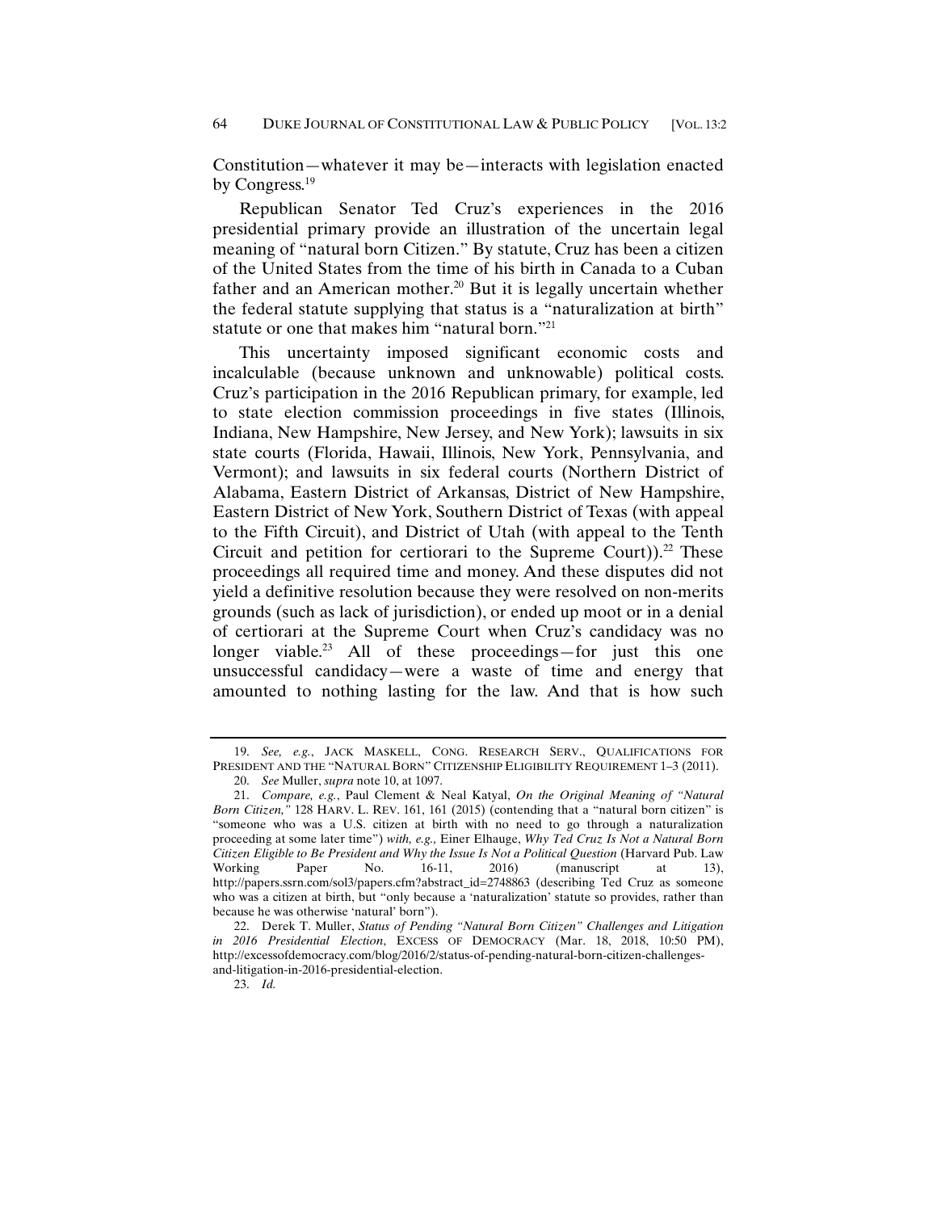Constitution—whatever it may be—interacts with legislation enacted by Congress.[19]

Republican Senator Ted Cruz's experiences in the 2016 presidential primary provide an illustration of the uncertain legal meaning of "natural born Citizen." By statute, Cruz has been a citizen of the United States from the time of his birth in Canada to a Cuban father and an American mother.[20] But it is legally uncertain whether the federal statute supplying that status is a "naturalization at birth" statute or one that makes him "natural born."[21]

This uncertainty imposed significant economic costs and incalculable (because unknown and unknowable) political costs. Cruz's participation in the 2016 Republican primary, for example, led to state election commission proceedings in five states (Illinois, Indiana, New Hampshire, New Jersey, and New York); lawsuits in six state courts (Florida, Hawaii, Illinois, New York, Pennsylvania, and Vermont); and lawsuits in six federal courts (Northern District of Alabama, Eastern District of Arkansas, District of New Hampshire, Eastern District of New York, Southern District of Texas (with appeal to the Fifth Circuit), and District of Utah (with appeal to the Tenth Circuit and petition for certiorari to the Supreme Court)).[22] These proceedings all required time and money. And these disputes did not yield a definitive resolution because they were resolved on non-merits grounds (such as lack of jurisdiction), or ended up moot or in a denial of certiorari at the Supreme Court when Cruz's candidacy was no longer viable.[23] All of these proceedings—for just this one unsuccessful candidacy—were a waste of time and energy that amounted to nothing lasting for the law. And that is how such

---

19. *See, e.g.*, JACK MASKELL, CONG. RESEARCH SERV., QUALIFICATIONS FOR PRESIDENT AND THE "NATURAL BORN" CITIZENSHIP ELIGIBILITY REQUIREMENT 1–3 (2011).

20. *See* Muller, *supra* note 10, at 1097.

21. *Compare, e.g.*, Paul Clement & Neal Katyal, *On the Original Meaning of "Natural Born Citizen,"* 128 HARV. L. REV. 161, 161 (2015) (contending that a "natural born citizen" is "someone who was a U.S. citizen at birth with no need to go through a naturalization proceeding at some later time") *with, e.g.,* Einer Elhauge, *Why Ted Cruz Is Not a Natural Born Citizen Eligible to Be President and Why the Issue Is Not a Political Question* (Harvard Pub. Law Working Paper No. 16-11, 2016) (manuscript at 13), http://papers.ssrn.com/sol3/papers.cfm?abstract_id=2748863 (describing Ted Cruz as someone who was a citizen at birth, but "only because a 'naturalization' statute so provides, rather than because he was otherwise 'natural' born").

22. Derek T. Muller, *Status of Pending "Natural Born Citizen" Challenges and Litigation in 2016 Presidential Election*, EXCESS OF DEMOCRACY (Mar. 18, 2018, 10:50 PM), http://excessofdemocracy.com/blog/2016/2/status-of-pending-natural-born-citizen-challenges-and-litigation-in-2016-presidential-election.

23. *Id.*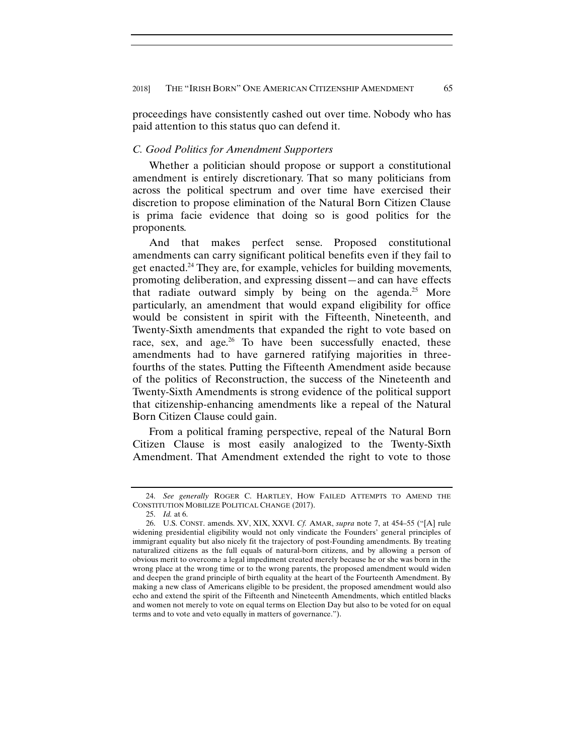proceedings have consistently cashed out over time. Nobody who has paid attention to this status quo can defend it.

### *C. Good Politics for Amendment Supporters*

Whether a politician should propose or support a constitutional amendment is entirely discretionary. That so many politicians from across the political spectrum and over time have exercised their discretion to propose elimination of the Natural Born Citizen Clause is prima facie evidence that doing so is good politics for the proponents.

And that makes perfect sense. Proposed constitutional amendments can carry significant political benefits even if they fail to get enacted.[24] They are, for example, vehicles for building movements, promoting deliberation, and expressing dissent—and can have effects that radiate outward simply by being on the agenda.[25] More particularly, an amendment that would expand eligibility for office would be consistent in spirit with the Fifteenth, Nineteenth, and Twenty-Sixth amendments that expanded the right to vote based on race, sex, and age.[26] To have been successfully enacted, these amendments had to have garnered ratifying majorities in three-fourths of the states. Putting the Fifteenth Amendment aside because of the politics of Reconstruction, the success of the Nineteenth and Twenty-Sixth Amendments is strong evidence of the political support that citizenship-enhancing amendments like a repeal of the Natural Born Citizen Clause could gain.

From a political framing perspective, repeal of the Natural Born Citizen Clause is most easily analogized to the Twenty-Sixth Amendment. That Amendment extended the right to vote to those

---

24. *See generally* ROGER C. HARTLEY, HOW FAILED ATTEMPTS TO AMEND THE CONSTITUTION MOBILIZE POLITICAL CHANGE (2017).

25. *Id.* at 6.

26. U.S. CONST. amends. XV, XIX, XXVI. *Cf.* AMAR, *supra* note 7, at 454–55 ("[A] rule widening presidential eligibility would not only vindicate the Founders' general principles of immigrant equality but also nicely fit the trajectory of post-Founding amendments. By treating naturalized citizens as the full equals of natural-born citizens, and by allowing a person of obvious merit to overcome a legal impediment created merely because he or she was born in the wrong place at the wrong time or to the wrong parents, the proposed amendment would widen and deepen the grand principle of birth equality at the heart of the Fourteenth Amendment. By making a new class of Americans eligible to be president, the proposed amendment would also echo and extend the spirit of the Fifteenth and Nineteenth Amendments, which entitled blacks and women not merely to vote on equal terms on Election Day but also to be voted for on equal terms and to vote and veto equally in matters of governance.").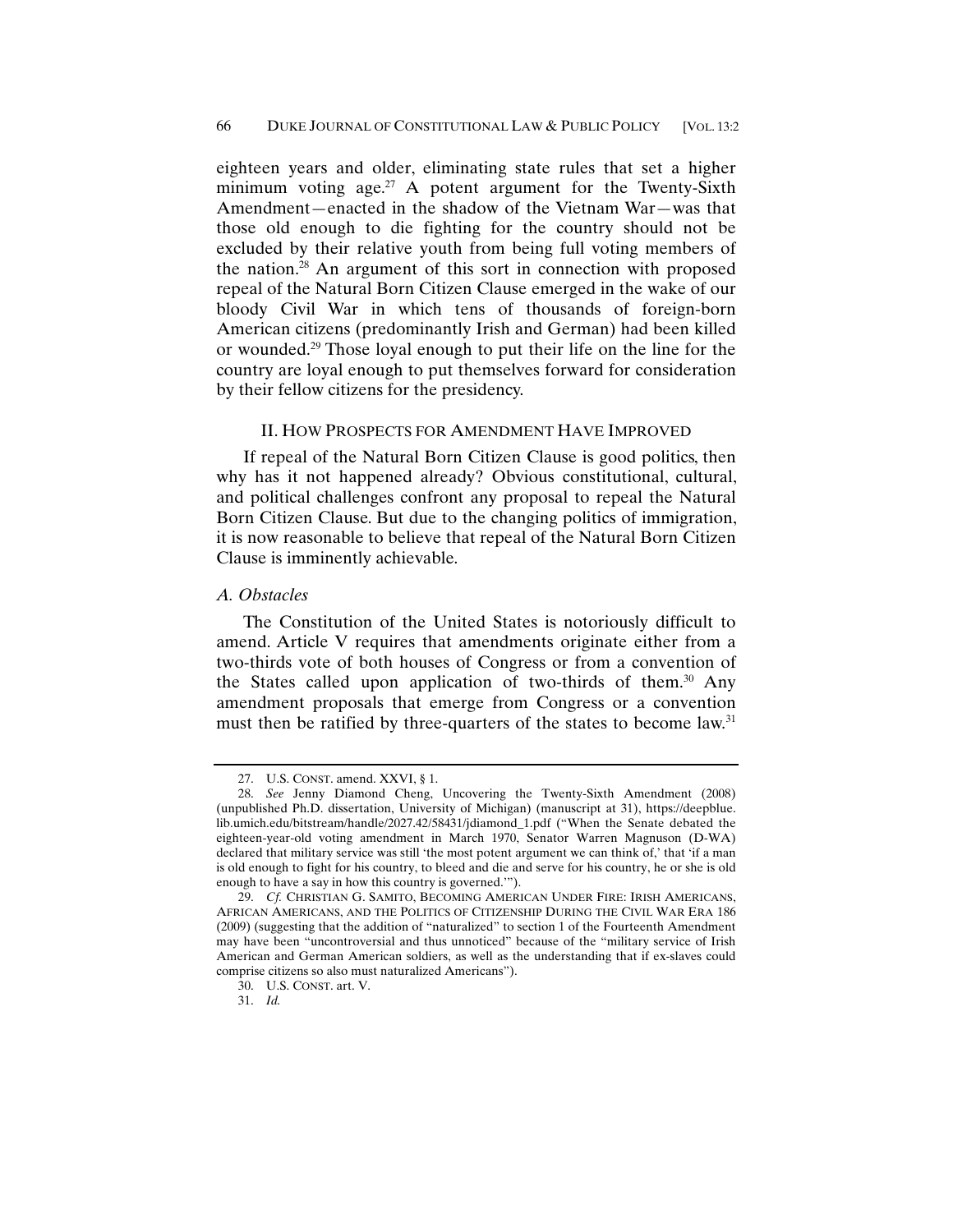eighteen years and older, eliminating state rules that set a higher minimum voting age.[27] A potent argument for the Twenty-Sixth Amendment—enacted in the shadow of the Vietnam War—was that those old enough to die fighting for the country should not be excluded by their relative youth from being full voting members of the nation.[28] An argument of this sort in connection with proposed repeal of the Natural Born Citizen Clause emerged in the wake of our bloody Civil War in which tens of thousands of foreign-born American citizens (predominantly Irish and German) had been killed or wounded.[29] Those loyal enough to put their life on the line for the country are loyal enough to put themselves forward for consideration by their fellow citizens for the presidency.

## II. HOW PROSPECTS FOR AMENDMENT HAVE IMPROVED

If repeal of the Natural Born Citizen Clause is good politics, then why has it not happened already? Obvious constitutional, cultural, and political challenges confront any proposal to repeal the Natural Born Citizen Clause. But due to the changing politics of immigration, it is now reasonable to believe that repeal of the Natural Born Citizen Clause is imminently achievable.

### *A. Obstacles*

The Constitution of the United States is notoriously difficult to amend. Article V requires that amendments originate either from a two-thirds vote of both houses of Congress or from a convention of the States called upon application of two-thirds of them.[30] Any amendment proposals that emerge from Congress or a convention must then be ratified by three-quarters of the states to become law.[31]

---

27. U.S. CONST. amend. XXVI, § 1.

28. *See* Jenny Diamond Cheng, Uncovering the Twenty-Sixth Amendment (2008) (unpublished Ph.D. dissertation, University of Michigan) (manuscript at 31), https://deepblue.lib.umich.edu/bitstream/handle/2027.42/58431/jdiamond_1.pdf ("When the Senate debated the eighteen-year-old voting amendment in March 1970, Senator Warren Magnuson (D-WA) declared that military service was still 'the most potent argument we can think of,' that 'if a man is old enough to fight for his country, to bleed and die and serve for his country, he or she is old enough to have a say in how this country is governed.'").

29. *Cf.* CHRISTIAN G. SAMITO, BECOMING AMERICAN UNDER FIRE: IRISH AMERICANS, AFRICAN AMERICANS, AND THE POLITICS OF CITIZENSHIP DURING THE CIVIL WAR ERA 186 (2009) (suggesting that the addition of "naturalized" to section 1 of the Fourteenth Amendment may have been "uncontroversial and thus unnoticed" because of the "military service of Irish American and German American soldiers, as well as the understanding that if ex-slaves could comprise citizens so also must naturalized Americans").

30. U.S. CONST. art. V.

31. *Id.*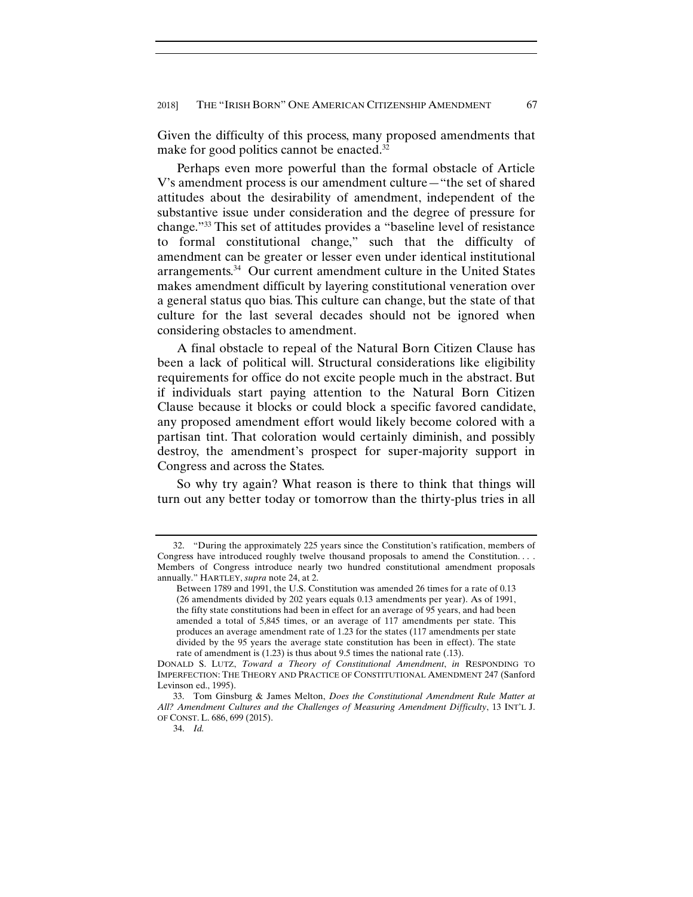Given the difficulty of this process, many proposed amendments that make for good politics cannot be enacted.[32]

Perhaps even more powerful than the formal obstacle of Article V's amendment process is our amendment culture—"the set of shared attitudes about the desirability of amendment, independent of the substantive issue under consideration and the degree of pressure for change."[33] This set of attitudes provides a "baseline level of resistance to formal constitutional change," such that the difficulty of amendment can be greater or lesser even under identical institutional arrangements.[34] Our current amendment culture in the United States makes amendment difficult by layering constitutional veneration over a general status quo bias. This culture can change, but the state of that culture for the last several decades should not be ignored when considering obstacles to amendment.

A final obstacle to repeal of the Natural Born Citizen Clause has been a lack of political will. Structural considerations like eligibility requirements for office do not excite people much in the abstract. But if individuals start paying attention to the Natural Born Citizen Clause because it blocks or could block a specific favored candidate, any proposed amendment effort would likely become colored with a partisan tint. That coloration would certainly diminish, and possibly destroy, the amendment's prospect for super-majority support in Congress and across the States.

So why try again? What reason is there to think that things will turn out any better today or tomorrow than the thirty-plus tries in all

---

32. "During the approximately 225 years since the Constitution's ratification, members of Congress have introduced roughly twelve thousand proposals to amend the Constitution. . . . Members of Congress introduce nearly two hundred constitutional amendment proposals annually." HARTLEY, *supra* note 24, at 2.

> Between 1789 and 1991, the U.S. Constitution was amended 26 times for a rate of 0.13 (26 amendments divided by 202 years equals 0.13 amendments per year). As of 1991, the fifty state constitutions had been in effect for an average of 95 years, and had been amended a total of 5,845 times, or an average of 117 amendments per state. This produces an average amendment rate of 1.23 for the states (117 amendments per state divided by the 95 years the average state constitution has been in effect). The state rate of amendment is (1.23) is thus about 9.5 times the national rate (.13).

DONALD S. LUTZ, *Toward a Theory of Constitutional Amendment*, *in* RESPONDING TO IMPERFECTION: THE THEORY AND PRACTICE OF CONSTITUTIONAL AMENDMENT 247 (Sanford Levinson ed., 1995).

33. Tom Ginsburg & James Melton, *Does the Constitutional Amendment Rule Matter at All? Amendment Cultures and the Challenges of Measuring Amendment Difficulty*, 13 INT'L J. OF CONST. L. 686, 699 (2015).

34. *Id.*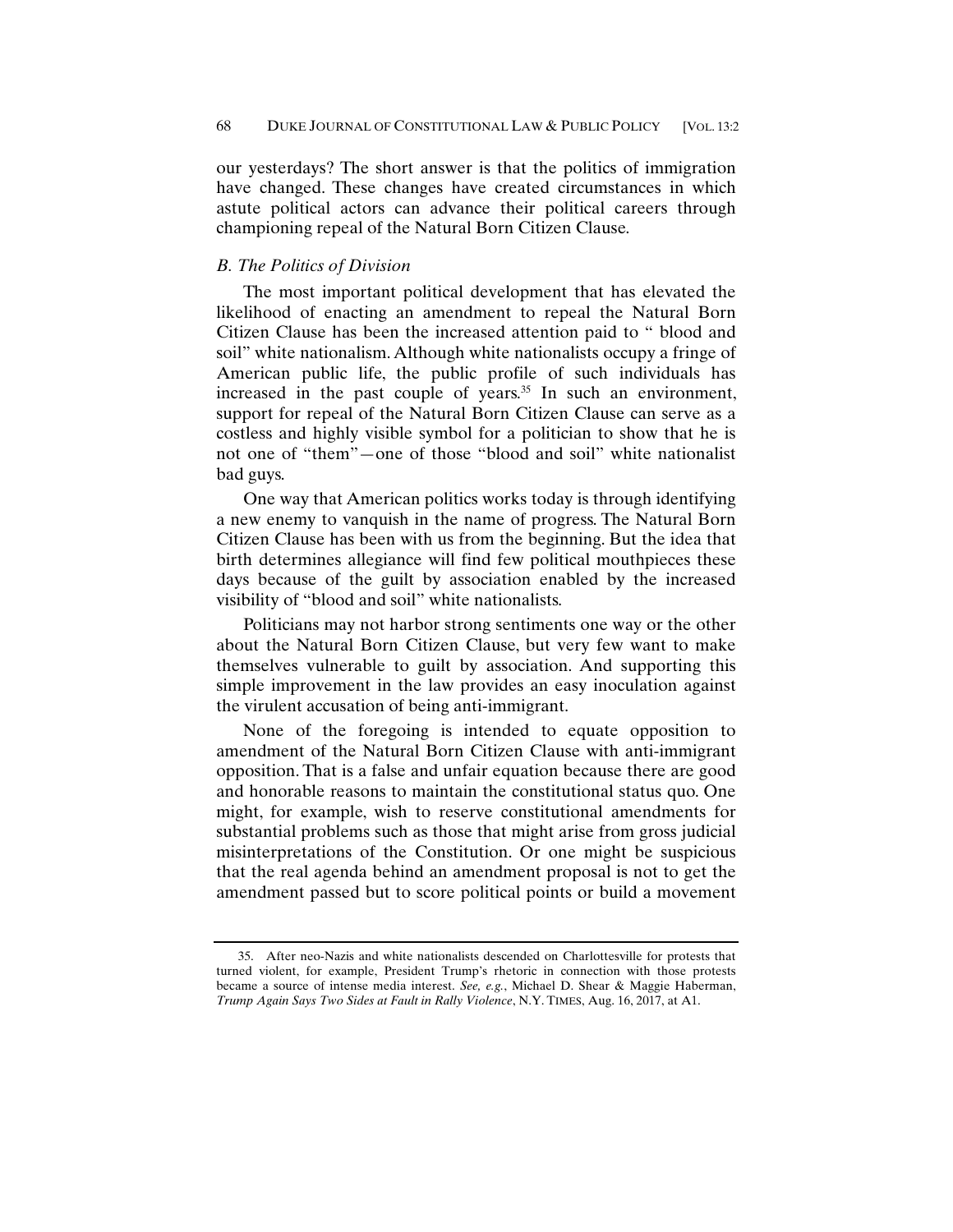our yesterdays? The short answer is that the politics of immigration have changed. These changes have created circumstances in which astute political actors can advance their political careers through championing repeal of the Natural Born Citizen Clause.

### *B. The Politics of Division*

The most important political development that has elevated the likelihood of enacting an amendment to repeal the Natural Born Citizen Clause has been the increased attention paid to " blood and soil" white nationalism. Although white nationalists occupy a fringe of American public life, the public profile of such individuals has increased in the past couple of years.[35] In such an environment, support for repeal of the Natural Born Citizen Clause can serve as a costless and highly visible symbol for a politician to show that he is not one of "them"—one of those "blood and soil" white nationalist bad guys.

One way that American politics works today is through identifying a new enemy to vanquish in the name of progress. The Natural Born Citizen Clause has been with us from the beginning. But the idea that birth determines allegiance will find few political mouthpieces these days because of the guilt by association enabled by the increased visibility of "blood and soil" white nationalists.

Politicians may not harbor strong sentiments one way or the other about the Natural Born Citizen Clause, but very few want to make themselves vulnerable to guilt by association. And supporting this simple improvement in the law provides an easy inoculation against the virulent accusation of being anti-immigrant.

None of the foregoing is intended to equate opposition to amendment of the Natural Born Citizen Clause with anti-immigrant opposition. That is a false and unfair equation because there are good and honorable reasons to maintain the constitutional status quo. One might, for example, wish to reserve constitutional amendments for substantial problems such as those that might arise from gross judicial misinterpretations of the Constitution. Or one might be suspicious that the real agenda behind an amendment proposal is not to get the amendment passed but to score political points or build a movement

---

35. After neo-Nazis and white nationalists descended on Charlottesville for protests that turned violent, for example, President Trump's rhetoric in connection with those protests became a source of intense media interest. *See, e.g.*, Michael D. Shear & Maggie Haberman, *Trump Again Says Two Sides at Fault in Rally Violence*, N.Y. TIMES, Aug. 16, 2017, at A1.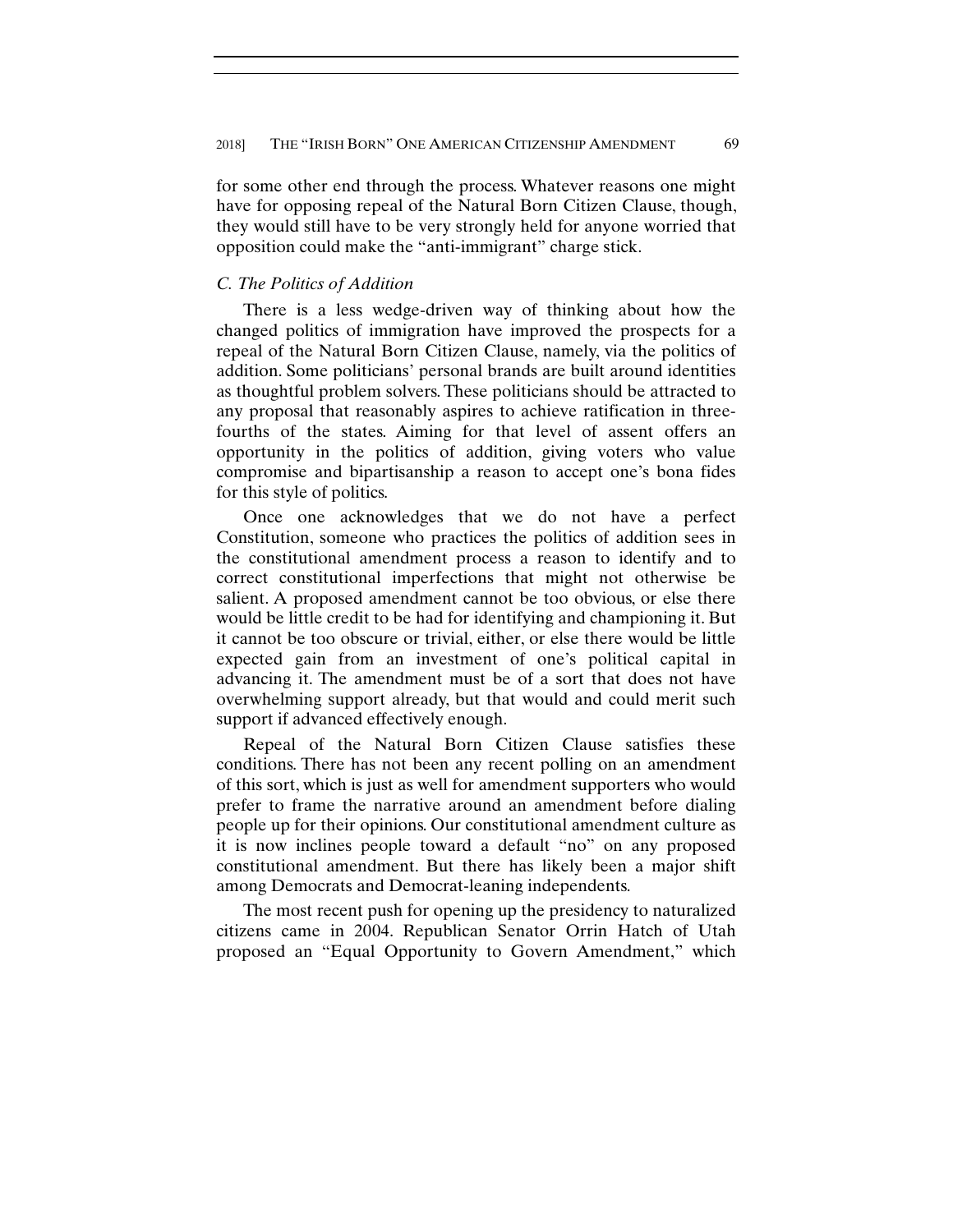for some other end through the process. Whatever reasons one might have for opposing repeal of the Natural Born Citizen Clause, though, they would still have to be very strongly held for anyone worried that opposition could make the "anti-immigrant" charge stick.

### *C. The Politics of Addition*

There is a less wedge-driven way of thinking about how the changed politics of immigration have improved the prospects for a repeal of the Natural Born Citizen Clause, namely, via the politics of addition. Some politicians' personal brands are built around identities as thoughtful problem solvers. These politicians should be attracted to any proposal that reasonably aspires to achieve ratification in three-fourths of the states. Aiming for that level of assent offers an opportunity in the politics of addition, giving voters who value compromise and bipartisanship a reason to accept one's bona fides for this style of politics.

Once one acknowledges that we do not have a perfect Constitution, someone who practices the politics of addition sees in the constitutional amendment process a reason to identify and to correct constitutional imperfections that might not otherwise be salient. A proposed amendment cannot be too obvious, or else there would be little credit to be had for identifying and championing it. But it cannot be too obscure or trivial, either, or else there would be little expected gain from an investment of one's political capital in advancing it. The amendment must be of a sort that does not have overwhelming support already, but that would and could merit such support if advanced effectively enough.

Repeal of the Natural Born Citizen Clause satisfies these conditions. There has not been any recent polling on an amendment of this sort, which is just as well for amendment supporters who would prefer to frame the narrative around an amendment before dialing people up for their opinions. Our constitutional amendment culture as it is now inclines people toward a default "no" on any proposed constitutional amendment. But there has likely been a major shift among Democrats and Democrat-leaning independents.

The most recent push for opening up the presidency to naturalized citizens came in 2004. Republican Senator Orrin Hatch of Utah proposed an "Equal Opportunity to Govern Amendment," which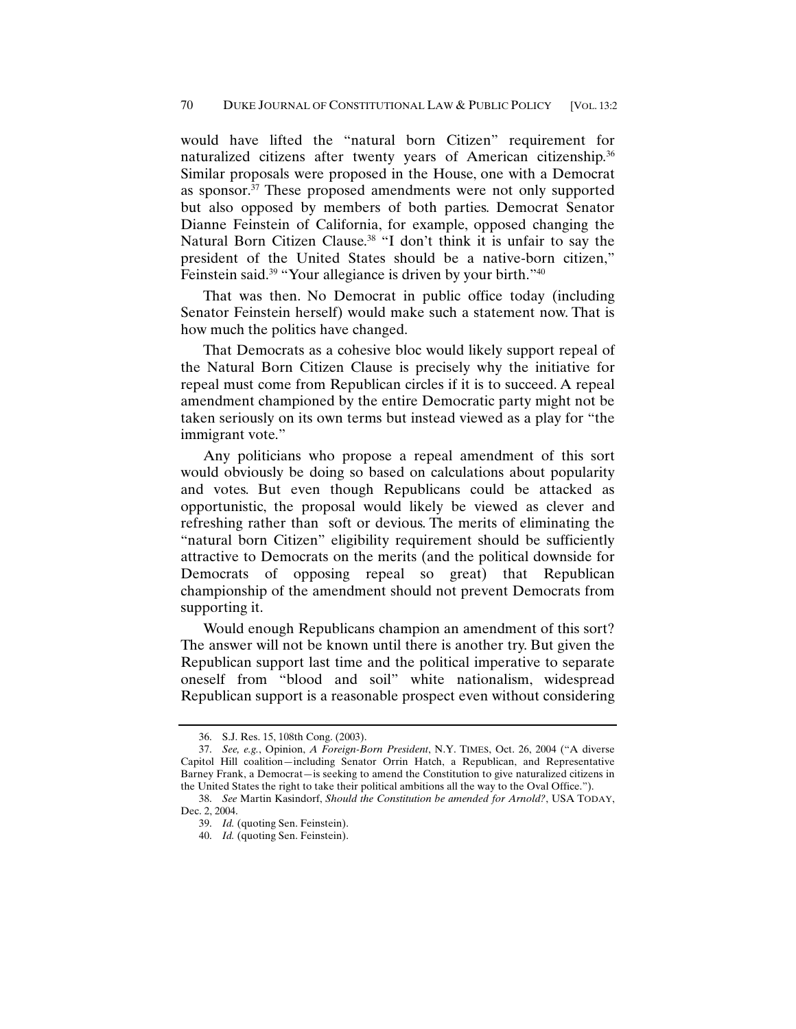would have lifted the "natural born Citizen" requirement for naturalized citizens after twenty years of American citizenship.[36] Similar proposals were proposed in the House, one with a Democrat as sponsor.[37] These proposed amendments were not only supported but also opposed by members of both parties. Democrat Senator Dianne Feinstein of California, for example, opposed changing the Natural Born Citizen Clause.[38] "I don't think it is unfair to say the president of the United States should be a native-born citizen," Feinstein said.[39] "Your allegiance is driven by your birth."[40]

That was then. No Democrat in public office today (including Senator Feinstein herself) would make such a statement now. That is how much the politics have changed.

That Democrats as a cohesive bloc would likely support repeal of the Natural Born Citizen Clause is precisely why the initiative for repeal must come from Republican circles if it is to succeed. A repeal amendment championed by the entire Democratic party might not be taken seriously on its own terms but instead viewed as a play for "the immigrant vote."

Any politicians who propose a repeal amendment of this sort would obviously be doing so based on calculations about popularity and votes. But even though Republicans could be attacked as opportunistic, the proposal would likely be viewed as clever and refreshing rather than soft or devious. The merits of eliminating the "natural born Citizen" eligibility requirement should be sufficiently attractive to Democrats on the merits (and the political downside for Democrats of opposing repeal so great) that Republican championship of the amendment should not prevent Democrats from supporting it.

Would enough Republicans champion an amendment of this sort? The answer will not be known until there is another try. But given the Republican support last time and the political imperative to separate oneself from "blood and soil" white nationalism, widespread Republican support is a reasonable prospect even without considering

---

36. S.J. Res. 15, 108th Cong. (2003).

37. *See, e.g.*, Opinion, *A Foreign-Born President*, N.Y. TIMES, Oct. 26, 2004 ("A diverse Capitol Hill coalition—including Senator Orrin Hatch, a Republican, and Representative Barney Frank, a Democrat—is seeking to amend the Constitution to give naturalized citizens in the United States the right to take their political ambitions all the way to the Oval Office.").

38. *See* Martin Kasindorf, *Should the Constitution be amended for Arnold?*, USA TODAY, Dec. 2, 2004.

39. *Id.* (quoting Sen. Feinstein).

40. *Id.* (quoting Sen. Feinstein).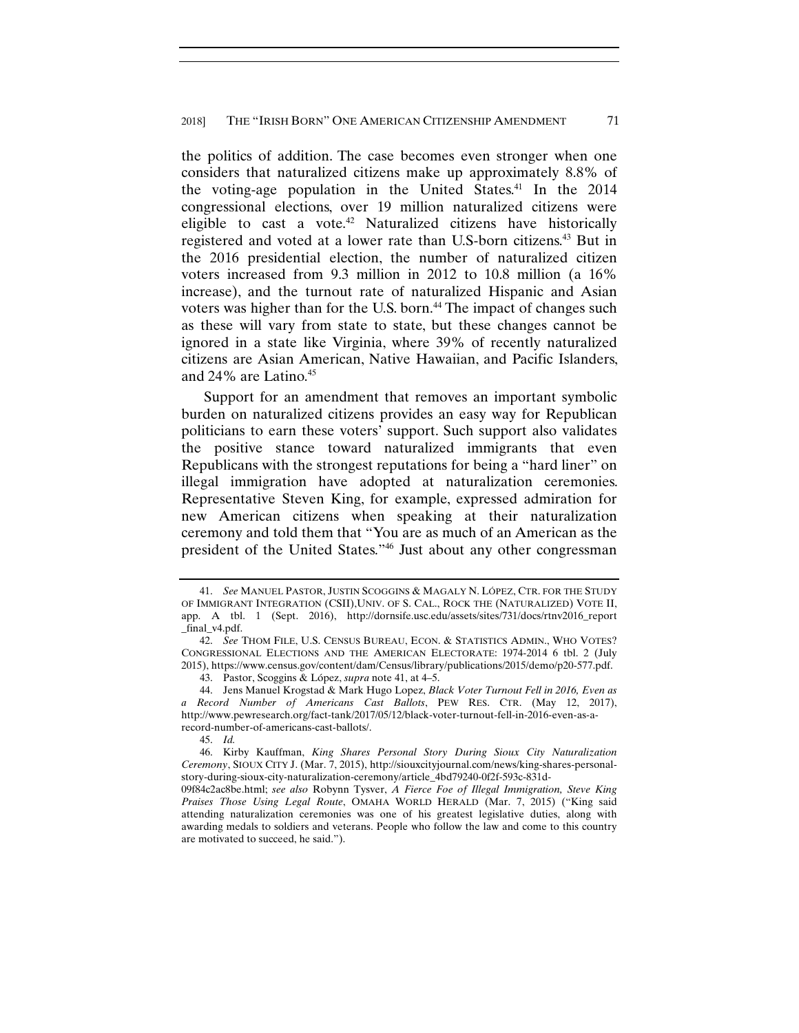the politics of addition. The case becomes even stronger when one considers that naturalized citizens make up approximately 8.8% of the voting-age population in the United States.[41] In the 2014 congressional elections, over 19 million naturalized citizens were eligible to cast a vote.[42] Naturalized citizens have historically registered and voted at a lower rate than U.S-born citizens.[43] But in the 2016 presidential election, the number of naturalized citizen voters increased from 9.3 million in 2012 to 10.8 million (a 16% increase), and the turnout rate of naturalized Hispanic and Asian voters was higher than for the U.S. born.[44] The impact of changes such as these will vary from state to state, but these changes cannot be ignored in a state like Virginia, where 39% of recently naturalized citizens are Asian American, Native Hawaiian, and Pacific Islanders, and 24% are Latino.[45]

Support for an amendment that removes an important symbolic burden on naturalized citizens provides an easy way for Republican politicians to earn these voters' support. Such support also validates the positive stance toward naturalized immigrants that even Republicans with the strongest reputations for being a "hard liner" on illegal immigration have adopted at naturalization ceremonies. Representative Steven King, for example, expressed admiration for new American citizens when speaking at their naturalization ceremony and told them that "You are as much of an American as the president of the United States."[46] Just about any other congressman

---

41. *See* MANUEL PASTOR, JUSTIN SCOGGINS & MAGALY N. LÓPEZ, CTR. FOR THE STUDY OF IMMIGRANT INTEGRATION (CSII),UNIV. OF S. CAL., ROCK THE (NATURALIZED) VOTE II, app. A tbl. 1 (Sept. 2016), http://dornsife.usc.edu/assets/sites/731/docs/rtnv2016_report_final_v4.pdf.

42. *See* THOM FILE, U.S. CENSUS BUREAU, ECON. & STATISTICS ADMIN., WHO VOTES? CONGRESSIONAL ELECTIONS AND THE AMERICAN ELECTORATE: 1974-2014 6 tbl. 2 (July 2015), https://www.census.gov/content/dam/Census/library/publications/2015/demo/p20-577.pdf.

43. Pastor, Scoggins & López, *supra* note 41, at 4–5.

44. Jens Manuel Krogstad & Mark Hugo Lopez, *Black Voter Turnout Fell in 2016, Even as a Record Number of Americans Cast Ballots*, PEW RES. CTR. (May 12, 2017), http://www.pewresearch.org/fact-tank/2017/05/12/black-voter-turnout-fell-in-2016-even-as-a-record-number-of-americans-cast-ballots/.

45. *Id.*

46. Kirby Kauffman, *King Shares Personal Story During Sioux City Naturalization Ceremony*, SIOUX CITY J. (Mar. 7, 2015), http://siouxcityjournal.com/news/king-shares-personal-story-during-sioux-city-naturalization-ceremony/article_4bd79240-0f2f-593c-831d-09f84c2ac8be.html; *see also* Robynn Tysver, *A Fierce Foe of Illegal Immigration, Steve King Praises Those Using Legal Route*, OMAHA WORLD HERALD (Mar. 7, 2015) ("King said attending naturalization ceremonies was one of his greatest legislative duties, along with awarding medals to soldiers and veterans. People who follow the law and come to this country are motivated to succeed, he said.").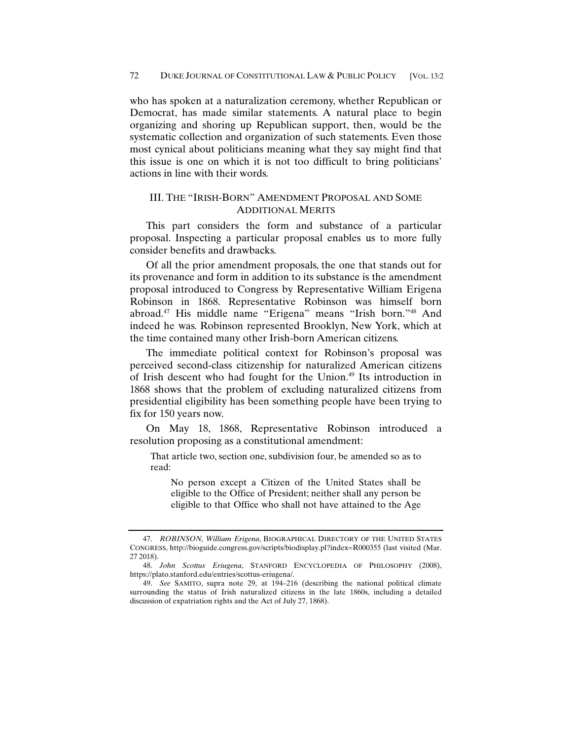who has spoken at a naturalization ceremony, whether Republican or Democrat, has made similar statements. A natural place to begin organizing and shoring up Republican support, then, would be the systematic collection and organization of such statements. Even those most cynical about politicians meaning what they say might find that this issue is one on which it is not too difficult to bring politicians' actions in line with their words.

## III. THE "IRISH-BORN" AMENDMENT PROPOSAL AND SOME ADDITIONAL MERITS

This part considers the form and substance of a particular proposal. Inspecting a particular proposal enables us to more fully consider benefits and drawbacks.

Of all the prior amendment proposals, the one that stands out for its provenance and form in addition to its substance is the amendment proposal introduced to Congress by Representative William Erigena Robinson in 1868. Representative Robinson was himself born abroad.[47] His middle name "Erigena" means "Irish born."[48] And indeed he was. Robinson represented Brooklyn, New York, which at the time contained many other Irish-born American citizens.

The immediate political context for Robinson's proposal was perceived second-class citizenship for naturalized American citizens of Irish descent who had fought for the Union.[49] Its introduction in 1868 shows that the problem of excluding naturalized citizens from presidential eligibility has been something people have been trying to fix for 150 years now.

On May 18, 1868, Representative Robinson introduced a resolution proposing as a constitutional amendment:

> That article two, section one, subdivision four, be amended so as to read:
>
> > No person except a Citizen of the United States shall be eligible to the Office of President; neither shall any person be eligible to that Office who shall not have attained to the Age

---

47. *ROBINSON, William Erigena*, BIOGRAPHICAL DIRECTORY OF THE UNITED STATES CONGRESS, http://bioguide.congress.gov/scripts/biodisplay.pl?index=R000355 (last visited (Mar. 27 2018).

48. *John Scottus Eriugena*, STANFORD ENCYCLOPEDIA OF PHILOSOPHY (2008), https://plato.stanford.edu/entries/scottus-eriugena/.

49. *See* SAMITO, supra note 29, at 194–216 (describing the national political climate surrounding the status of Irish naturalized citizens in the late 1860s, including a detailed discussion of expatriation rights and the Act of July 27, 1868).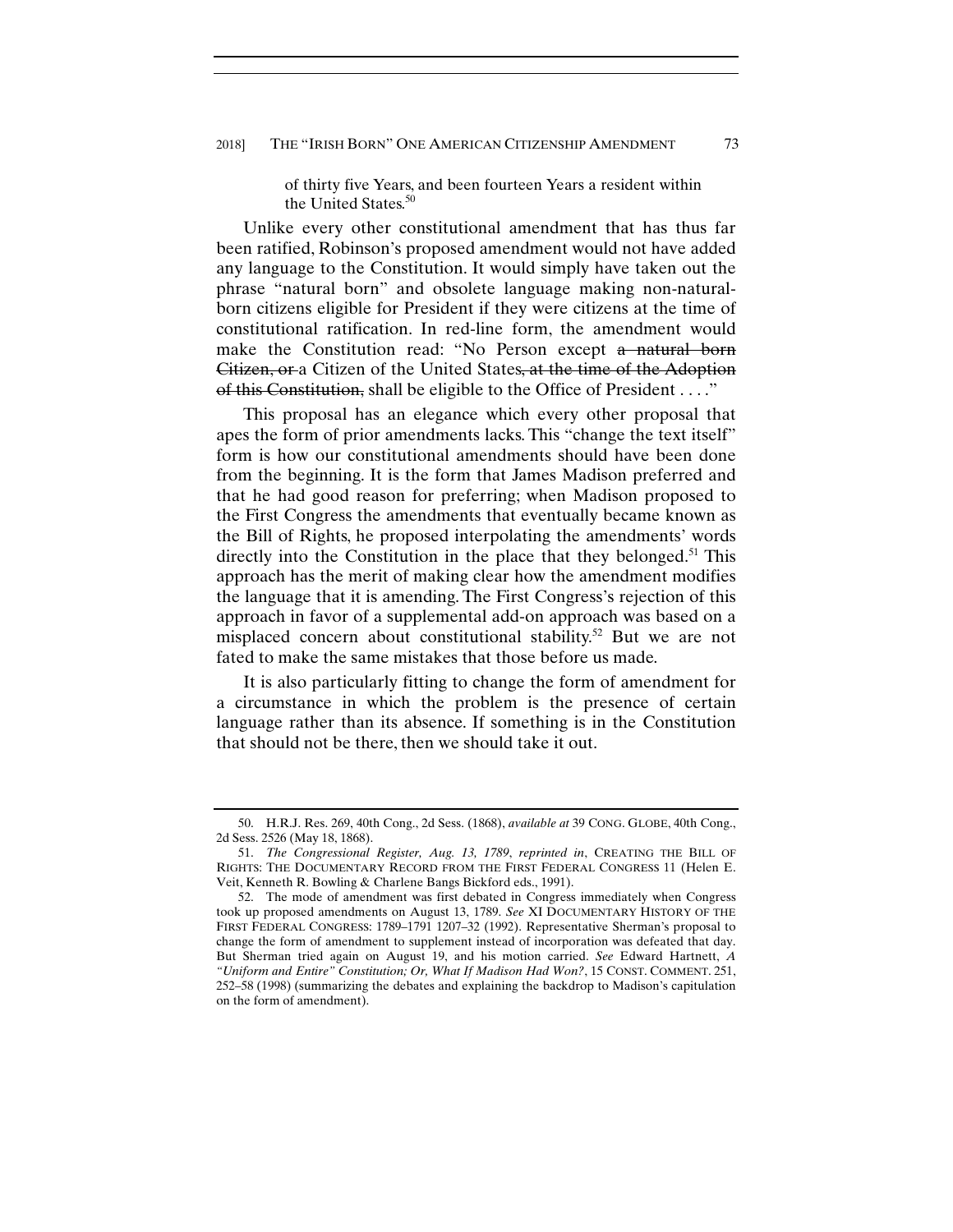of thirty five Years, and been fourteen Years a resident within the United States.[50]

Unlike every other constitutional amendment that has thus far been ratified, Robinson's proposed amendment would not have added any language to the Constitution. It would simply have taken out the phrase "natural born" and obsolete language making non-natural-born citizens eligible for President if they were citizens at the time of constitutional ratification. In red-line form, the amendment would make the Constitution read: "No Person except ~~a natural born Citizen, or~~ a Citizen of the United States~~, at the time of the Adoption of this Constitution,~~ shall be eligible to the Office of President . . . ."

This proposal has an elegance which every other proposal that apes the form of prior amendments lacks. This "change the text itself" form is how our constitutional amendments should have been done from the beginning. It is the form that James Madison preferred and that he had good reason for preferring; when Madison proposed to the First Congress the amendments that eventually became known as the Bill of Rights, he proposed interpolating the amendments' words directly into the Constitution in the place that they belonged.[51] This approach has the merit of making clear how the amendment modifies the language that it is amending. The First Congress's rejection of this approach in favor of a supplemental add-on approach was based on a misplaced concern about constitutional stability.[52] But we are not fated to make the same mistakes that those before us made.

It is also particularly fitting to change the form of amendment for a circumstance in which the problem is the presence of certain language rather than its absence. If something is in the Constitution that should not be there, then we should take it out.

---

50. H.R.J. Res. 269, 40th Cong., 2d Sess. (1868), *available at* 39 CONG. GLOBE, 40th Cong., 2d Sess. 2526 (May 18, 1868).

51. *The Congressional Register, Aug. 13, 1789*, *reprinted in*, CREATING THE BILL OF RIGHTS: THE DOCUMENTARY RECORD FROM THE FIRST FEDERAL CONGRESS 11 (Helen E. Veit, Kenneth R. Bowling & Charlene Bangs Bickford eds., 1991).

52. The mode of amendment was first debated in Congress immediately when Congress took up proposed amendments on August 13, 1789. *See* XI DOCUMENTARY HISTORY OF THE FIRST FEDERAL CONGRESS: 1789–1791 1207–32 (1992). Representative Sherman's proposal to change the form of amendment to supplement instead of incorporation was defeated that day. But Sherman tried again on August 19, and his motion carried. *See* Edward Hartnett, *A "Uniform and Entire" Constitution; Or, What If Madison Had Won?*, 15 CONST. COMMENT. 251, 252–58 (1998) (summarizing the debates and explaining the backdrop to Madison's capitulation on the form of amendment).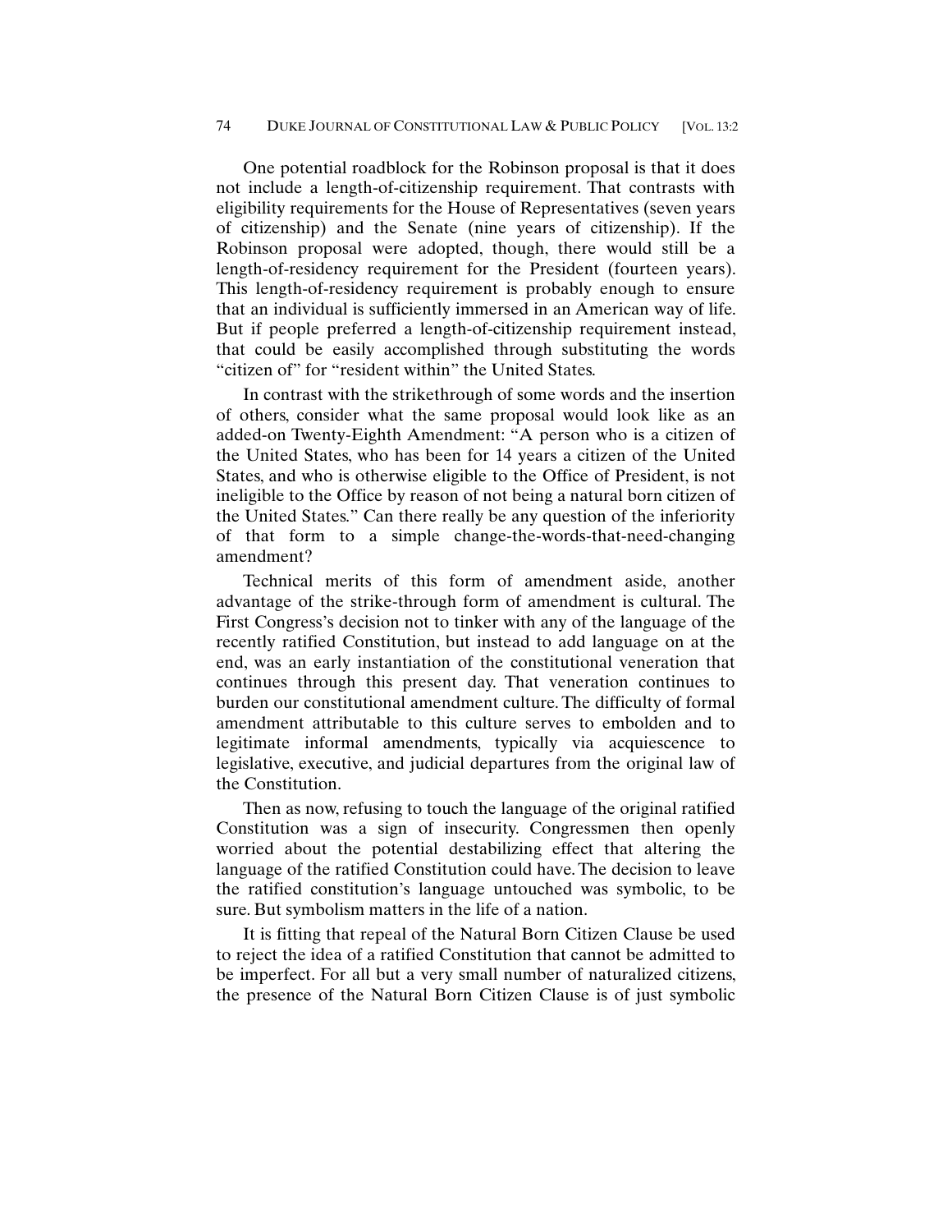One potential roadblock for the Robinson proposal is that it does not include a length-of-citizenship requirement. That contrasts with eligibility requirements for the House of Representatives (seven years of citizenship) and the Senate (nine years of citizenship). If the Robinson proposal were adopted, though, there would still be a length-of-residency requirement for the President (fourteen years). This length-of-residency requirement is probably enough to ensure that an individual is sufficiently immersed in an American way of life. But if people preferred a length-of-citizenship requirement instead, that could be easily accomplished through substituting the words "citizen of" for "resident within" the United States.

In contrast with the strikethrough of some words and the insertion of others, consider what the same proposal would look like as an added-on Twenty-Eighth Amendment: "A person who is a citizen of the United States, who has been for 14 years a citizen of the United States, and who is otherwise eligible to the Office of President, is not ineligible to the Office by reason of not being a natural born citizen of the United States." Can there really be any question of the inferiority of that form to a simple change-the-words-that-need-changing amendment?

Technical merits of this form of amendment aside, another advantage of the strike-through form of amendment is cultural. The First Congress's decision not to tinker with any of the language of the recently ratified Constitution, but instead to add language on at the end, was an early instantiation of the constitutional veneration that continues through this present day. That veneration continues to burden our constitutional amendment culture. The difficulty of formal amendment attributable to this culture serves to embolden and to legitimate informal amendments, typically via acquiescence to legislative, executive, and judicial departures from the original law of the Constitution.

Then as now, refusing to touch the language of the original ratified Constitution was a sign of insecurity. Congressmen then openly worried about the potential destabilizing effect that altering the language of the ratified Constitution could have. The decision to leave the ratified constitution's language untouched was symbolic, to be sure. But symbolism matters in the life of a nation.

It is fitting that repeal of the Natural Born Citizen Clause be used to reject the idea of a ratified Constitution that cannot be admitted to be imperfect. For all but a very small number of naturalized citizens, the presence of the Natural Born Citizen Clause is of just symbolic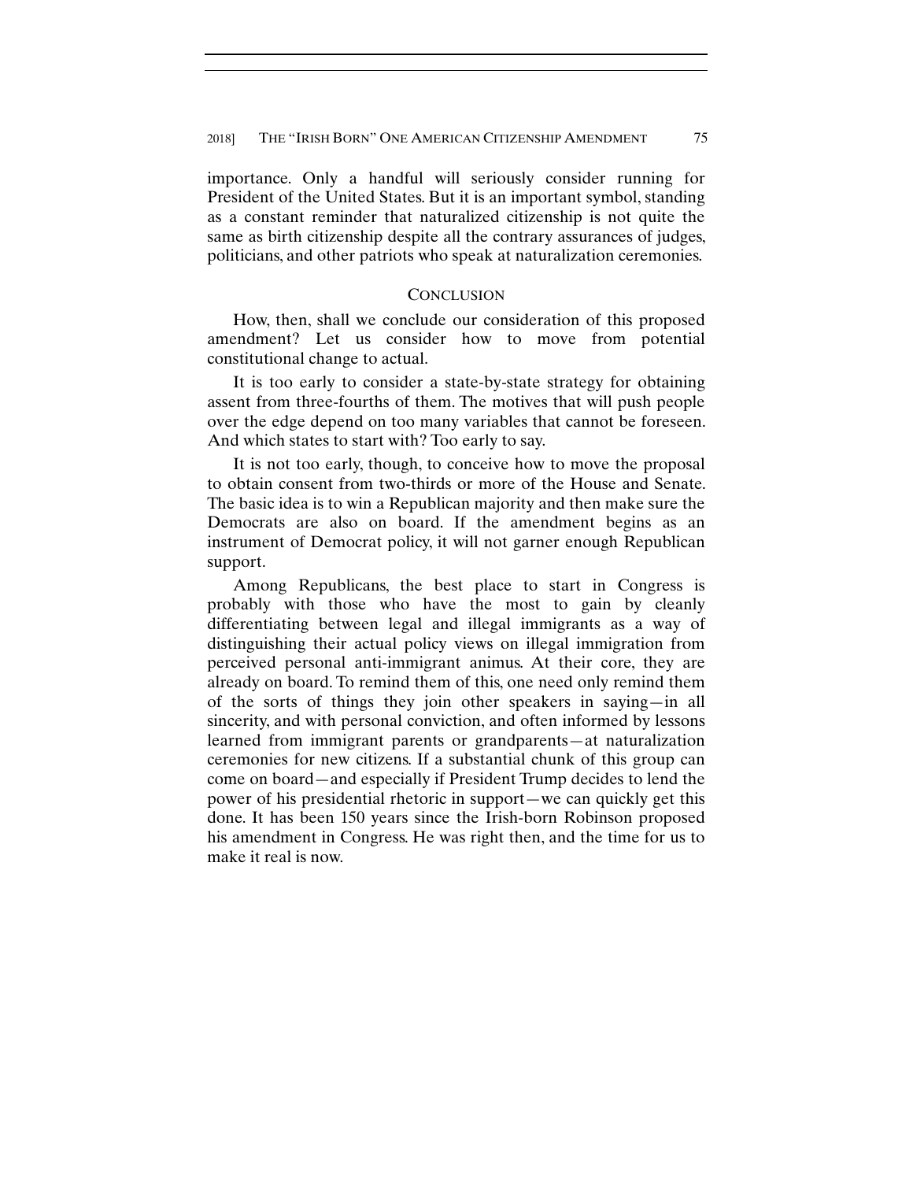importance. Only a handful will seriously consider running for President of the United States. But it is an important symbol, standing as a constant reminder that naturalized citizenship is not quite the same as birth citizenship despite all the contrary assurances of judges, politicians, and other patriots who speak at naturalization ceremonies.

## CONCLUSION

How, then, shall we conclude our consideration of this proposed amendment? Let us consider how to move from potential constitutional change to actual.

It is too early to consider a state-by-state strategy for obtaining assent from three-fourths of them. The motives that will push people over the edge depend on too many variables that cannot be foreseen. And which states to start with? Too early to say.

It is not too early, though, to conceive how to move the proposal to obtain consent from two-thirds or more of the House and Senate. The basic idea is to win a Republican majority and then make sure the Democrats are also on board. If the amendment begins as an instrument of Democrat policy, it will not garner enough Republican support.

Among Republicans, the best place to start in Congress is probably with those who have the most to gain by cleanly differentiating between legal and illegal immigrants as a way of distinguishing their actual policy views on illegal immigration from perceived personal anti-immigrant animus. At their core, they are already on board. To remind them of this, one need only remind them of the sorts of things they join other speakers in saying—in all sincerity, and with personal conviction, and often informed by lessons learned from immigrant parents or grandparents—at naturalization ceremonies for new citizens. If a substantial chunk of this group can come on board—and especially if President Trump decides to lend the power of his presidential rhetoric in support—we can quickly get this done. It has been 150 years since the Irish-born Robinson proposed his amendment in Congress. He was right then, and the time for us to make it real is now.